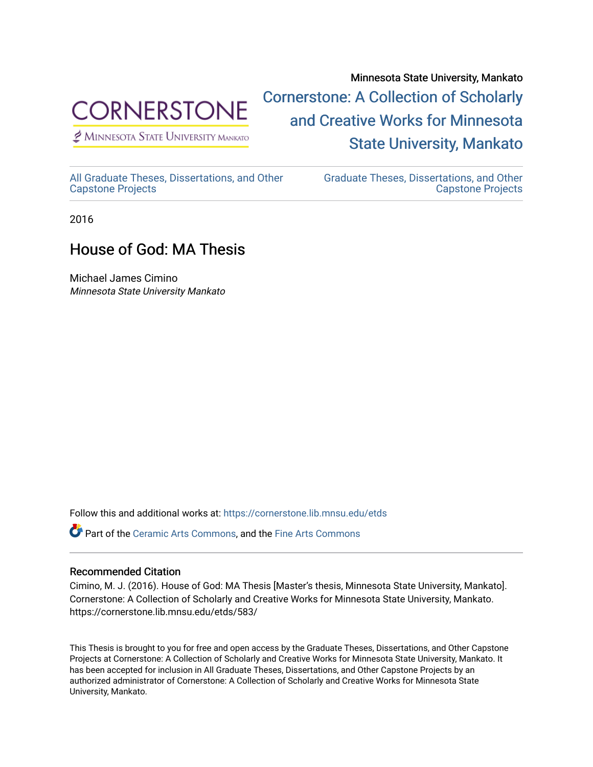Minnesota State University, Mankato

CORNERSTONE
Minnesota State University Mankato

Cornerstone: A Collection of Scholarly and Creative Works for Minnesota State University, Mankato

All Graduate Theses, Dissertations, and Other Capstone Projects

Graduate Theses, Dissertations, and Other Capstone Projects

2016

# House of God: MA Thesis

Michael James Cimino
*Minnesota State University Mankato*

Follow this and additional works at: https://cornerstone.lib.mnsu.edu/etds

Part of the Ceramic Arts Commons, and the Fine Arts Commons

### Recommended Citation

Cimino, M. J. (2016). House of God: MA Thesis [Master's thesis, Minnesota State University, Mankato]. Cornerstone: A Collection of Scholarly and Creative Works for Minnesota State University, Mankato. https://cornerstone.lib.mnsu.edu/etds/583/

This Thesis is brought to you for free and open access by the Graduate Theses, Dissertations, and Other Capstone Projects at Cornerstone: A Collection of Scholarly and Creative Works for Minnesota State University, Mankato. It has been accepted for inclusion in All Graduate Theses, Dissertations, and Other Capstone Projects by an authorized administrator of Cornerstone: A Collection of Scholarly and Creative Works for Minnesota State University, Mankato.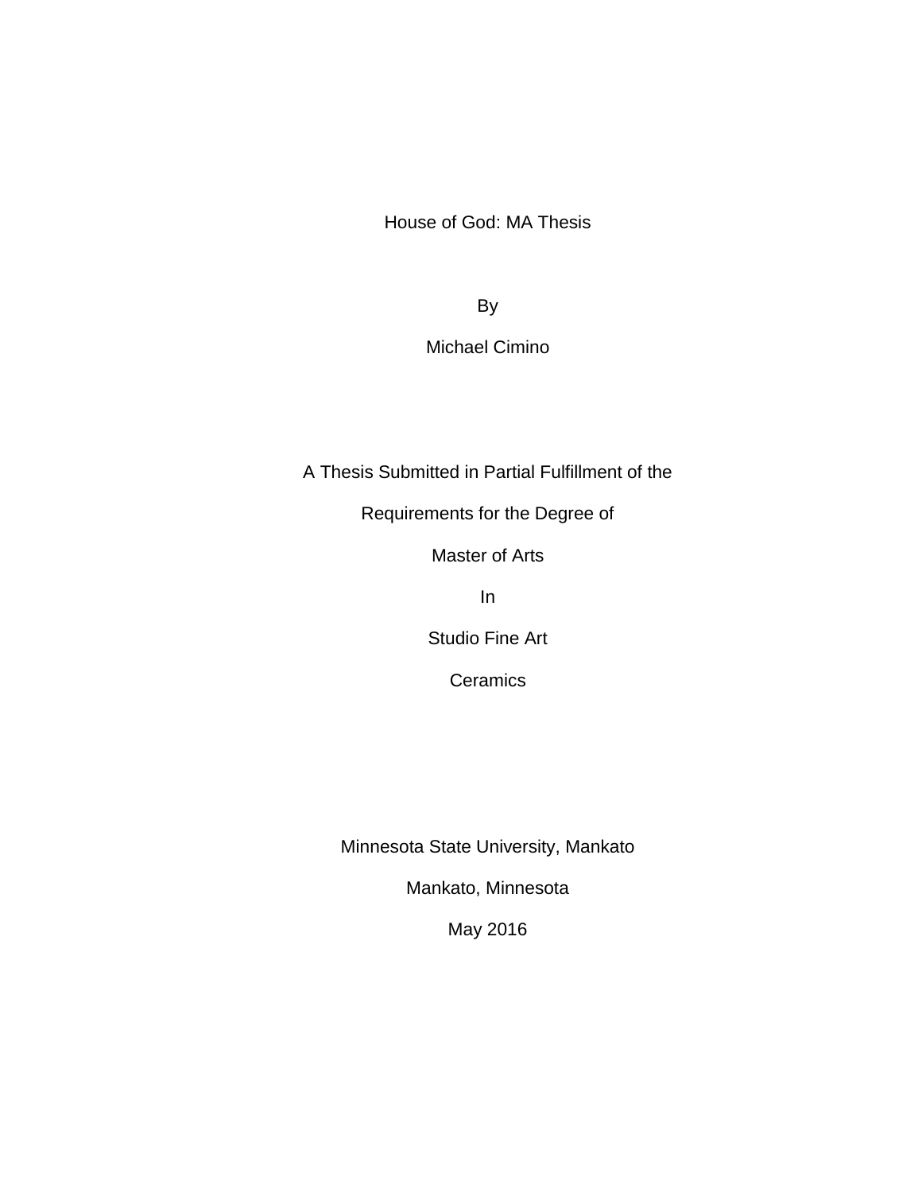House of God: MA Thesis

By

Michael Cimino

A Thesis Submitted in Partial Fulfillment of the

Requirements for the Degree of

Master of Arts

In

Studio Fine Art

Ceramics

Minnesota State University, Mankato

Mankato, Minnesota

May 2016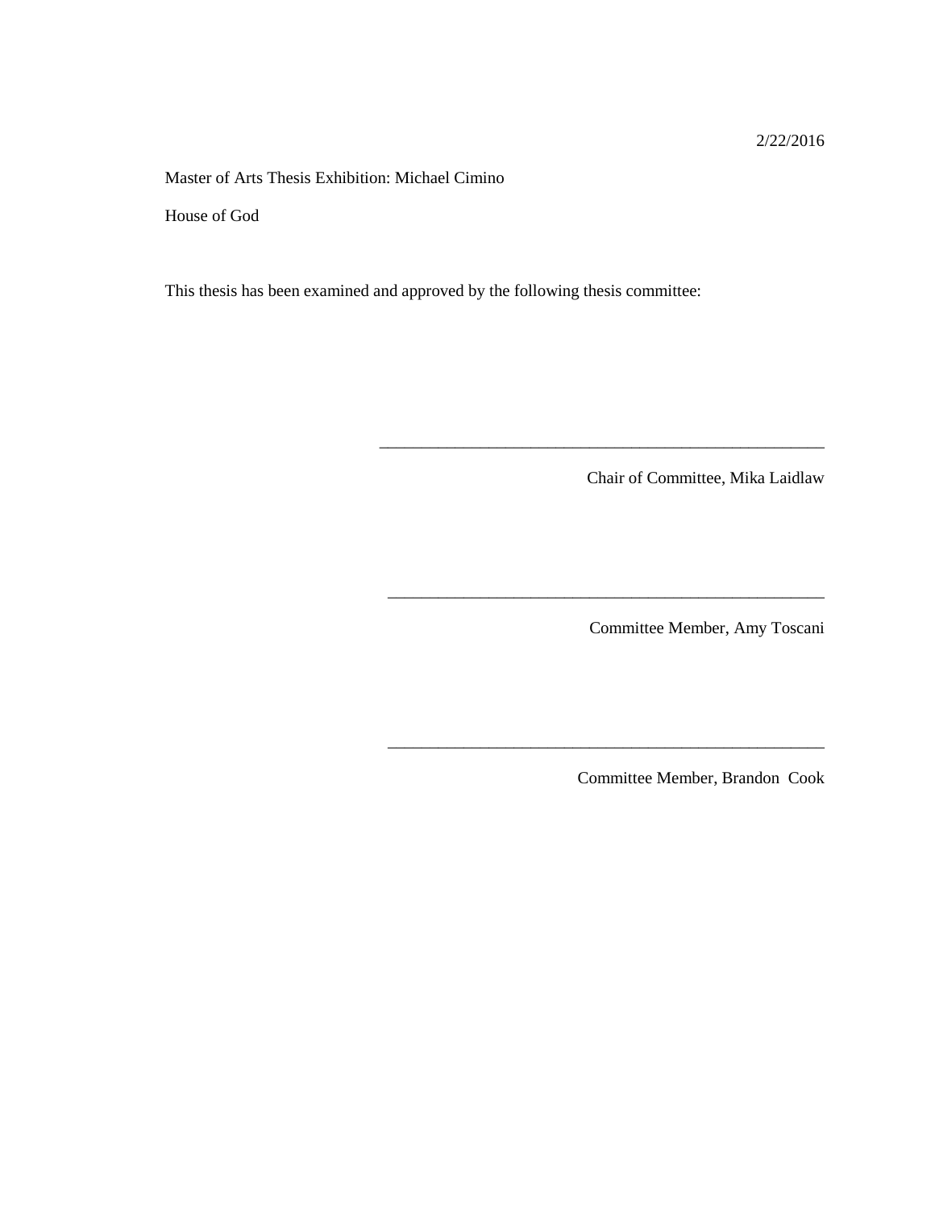2/22/2016

Master of Arts Thesis Exhibition: Michael Cimino

House of God

This thesis has been examined and approved by the following thesis committee:

\_\_\_\_\_\_\_\_\_\_\_\_\_\_\_\_\_\_\_\_\_\_\_\_\_\_\_\_\_\_\_\_\_\_\_\_\_\_\_\_\_\_\_\_\_\_\_\_\_\_

Chair of Committee, Mika Laidlaw

\_\_\_\_\_\_\_\_\_\_\_\_\_\_\_\_\_\_\_\_\_\_\_\_\_\_\_\_\_\_\_\_\_\_\_\_\_\_\_\_\_\_\_\_\_\_\_\_\_\_

Committee Member, Amy Toscani

\_\_\_\_\_\_\_\_\_\_\_\_\_\_\_\_\_\_\_\_\_\_\_\_\_\_\_\_\_\_\_\_\_\_\_\_\_\_\_\_\_\_\_\_\_\_\_\_\_\_

Committee Member, Brandon Cook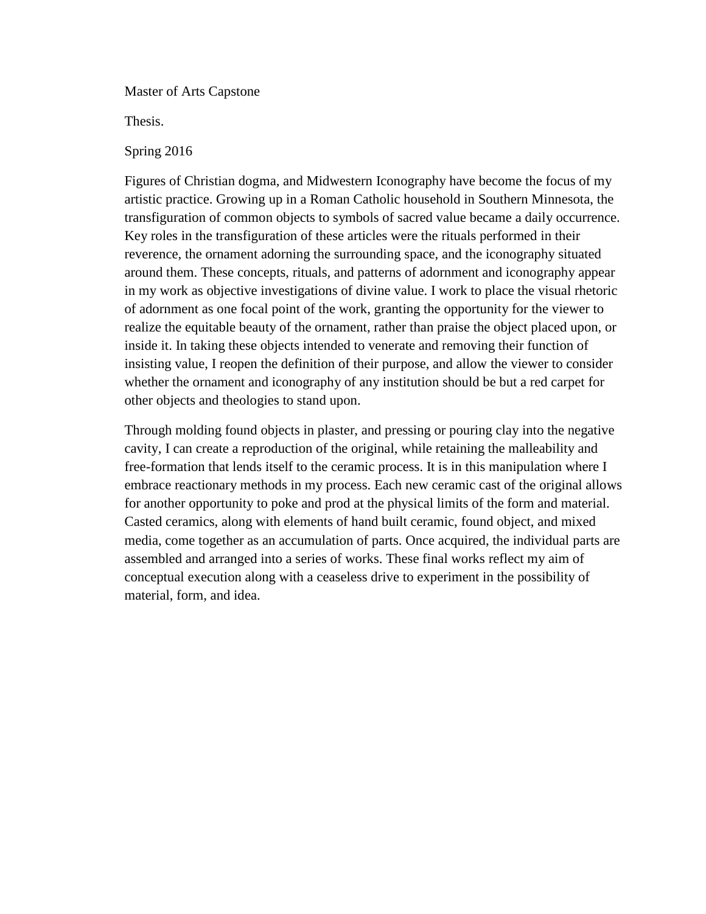Master of Arts Capstone

Thesis.

Spring 2016

Figures of Christian dogma, and Midwestern Iconography have become the focus of my artistic practice. Growing up in a Roman Catholic household in Southern Minnesota, the transfiguration of common objects to symbols of sacred value became a daily occurrence. Key roles in the transfiguration of these articles were the rituals performed in their reverence, the ornament adorning the surrounding space, and the iconography situated around them. These concepts, rituals, and patterns of adornment and iconography appear in my work as objective investigations of divine value. I work to place the visual rhetoric of adornment as one focal point of the work, granting the opportunity for the viewer to realize the equitable beauty of the ornament, rather than praise the object placed upon, or inside it. In taking these objects intended to venerate and removing their function of insisting value, I reopen the definition of their purpose, and allow the viewer to consider whether the ornament and iconography of any institution should be but a red carpet for other objects and theologies to stand upon.

Through molding found objects in plaster, and pressing or pouring clay into the negative cavity, I can create a reproduction of the original, while retaining the malleability and free-formation that lends itself to the ceramic process. It is in this manipulation where I embrace reactionary methods in my process. Each new ceramic cast of the original allows for another opportunity to poke and prod at the physical limits of the form and material. Casted ceramics, along with elements of hand built ceramic, found object, and mixed media, come together as an accumulation of parts. Once acquired, the individual parts are assembled and arranged into a series of works. These final works reflect my aim of conceptual execution along with a ceaseless drive to experiment in the possibility of material, form, and idea.